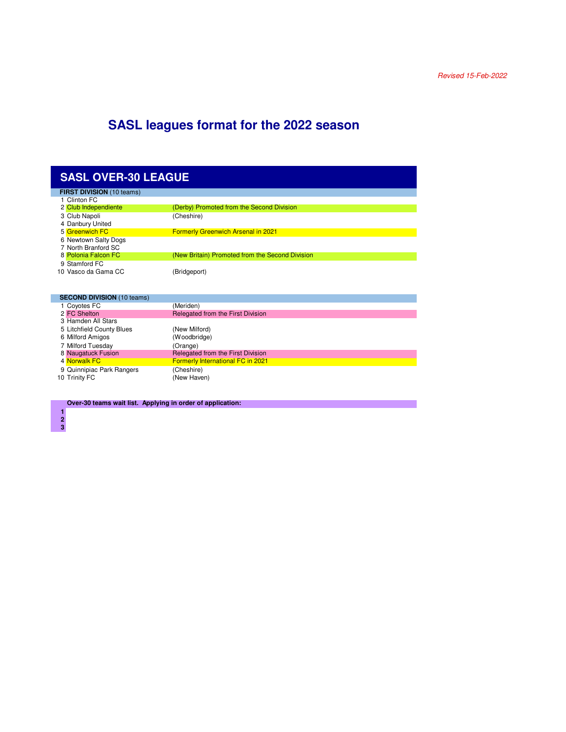*Revised 15-Feb-2022*

# SASL leagues format for the 2022 season

## SASL OVER-30 LEAGUE

**FIRST DIVISION** (10 teams)

| # | Team | Notes |
|---|---|---|
| 1 | Clinton FC | |
| 2 | Club Independiente | (Derby) Promoted from the Second Division |
| 3 | Club Napoli | (Cheshire) |
| 4 | Danbury United | |
| 5 | Greenwich FC | Formerly Greenwich Arsenal in 2021 |
| 6 | Newtown Salty Dogs | |
| 7 | North Branford SC | |
| 8 | Polonia Falcon FC | (New Britain) Promoted from the Second Division |
| 9 | Stamford FC | |
| 10 | Vasco da Gama CC | (Bridgeport) |

**SECOND DIVISION** (10 teams)

| # | Team | Notes |
|---|---|---|
| 1 | Coyotes FC | (Meriden) |
| 2 | FC Shelton | Relegated from the First Division |
| 3 | Hamden All Stars | |
| 5 | Litchfield County Blues | (New Milford) |
| 6 | Milford Amigos | (Woodbridge) |
| 7 | Milford Tuesday | (Orange) |
| 8 | Naugatuck Fusion | Relegated from the First Division |
| 4 | Norwalk FC | Formerly International FC in 2021 |
| 9 | Quinnipiac Park Rangers | (Cheshire) |
| 10 | Trinity FC | (New Haven) |

**Over-30 teams wait list. Applying in order of application:**

**1**
**2**
**3**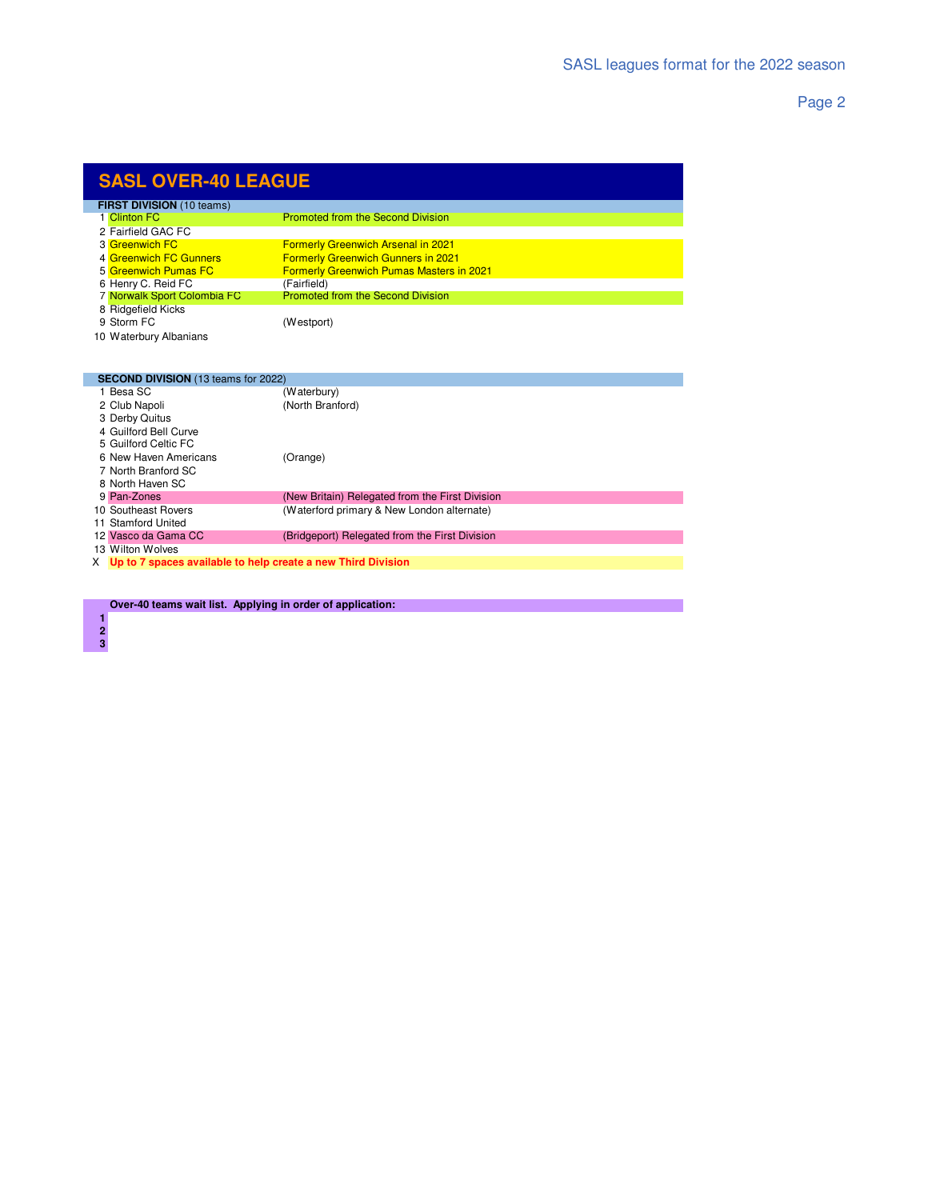# SASL OVER-40 LEAGUE

**FIRST DIVISION** (10 teams)

| # | Team | Notes |
|---|---|---|
| 1 | Clinton FC | Promoted from the Second Division |
| 2 | Fairfield GAC FC | |
| 3 | Greenwich FC | Formerly Greenwich Arsenal in 2021 |
| 4 | Greenwich FC Gunners | Formerly Greenwich Gunners in 2021 |
| 5 | Greenwich Pumas FC | Formerly Greenwich Pumas Masters in 2021 |
| 6 | Henry C. Reid FC | (Fairfield) |
| 7 | Norwalk Sport Colombia FC | Promoted from the Second Division |
| 8 | Ridgefield Kicks | |
| 9 | Storm FC | (Westport) |
| 10 | Waterbury Albanians | |

**SECOND DIVISION** (13 teams for 2022)

| # | Team | Notes |
|---|---|---|
| 1 | Besa SC | (Waterbury) |
| 2 | Club Napoli | (North Branford) |
| 3 | Derby Quitus | |
| 4 | Guilford Bell Curve | |
| 5 | Guilford Celtic FC | |
| 6 | New Haven Americans | (Orange) |
| 7 | North Branford SC | |
| 8 | North Haven SC | |
| 9 | Pan-Zones | (New Britain) Relegated from the First Division |
| 10 | Southeast Rovers | (Waterford primary & New London alternate) |
| 11 | Stamford United | |
| 12 | Vasco da Gama CC | (Bridgeport) Relegated from the First Division |
| 13 | Wilton Wolves | |
| X | **Up to 7 spaces available to help create a new Third Division** | |

**Over-40 teams wait list. Applying in order of application:**

**1**
**2**
**3**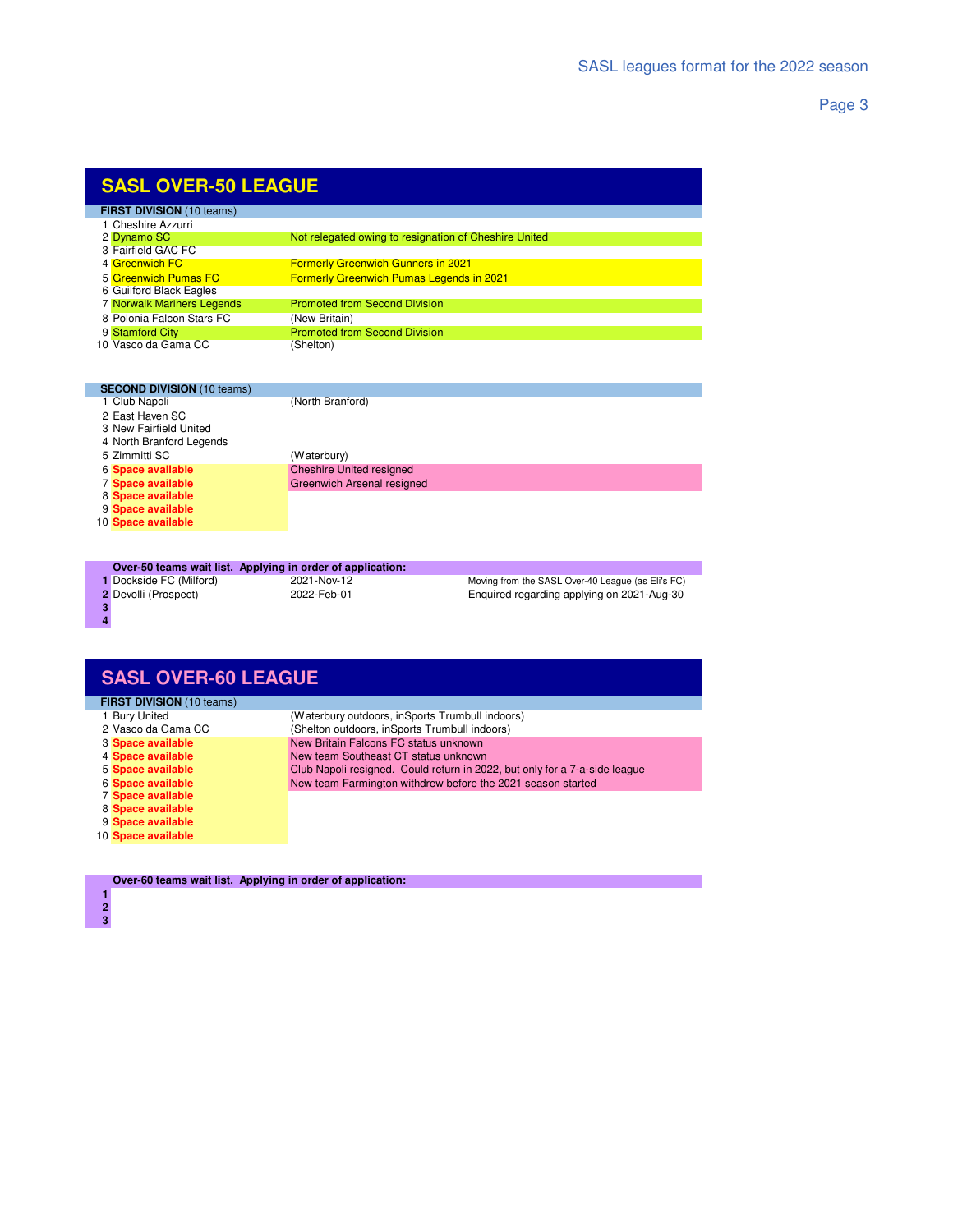## SASL OVER-50 LEAGUE

| **FIRST DIVISION** (10 teams) | | |
|---|---|---|
| 1 | Cheshire Azzurri | |
| 2 | Dynamo SC | Not relegated owing to resignation of Cheshire United |
| 3 | Fairfield GAC FC | |
| 4 | Greenwich FC | Formerly Greenwich Gunners in 2021 |
| 5 | Greenwich Pumas FC | Formerly Greenwich Pumas Legends in 2021 |
| 6 | Guilford Black Eagles | |
| 7 | Norwalk Mariners Legends | Promoted from Second Division |
| 8 | Polonia Falcon Stars FC | (New Britain) |
| 9 | Stamford City | Promoted from Second Division |
| 10 | Vasco da Gama CC | (Shelton) |

| **SECOND DIVISION** (10 teams) | | |
|---|---|---|
| 1 | Club Napoli | (North Branford) |
| 2 | East Haven SC | |
| 3 | New Fairfield United | |
| 4 | North Branford Legends | |
| 5 | Zimmitti SC | (Waterbury) |
| 6 | **Space available** | Cheshire United resigned |
| 7 | **Space available** | Greenwich Arsenal resigned |
| 8 | **Space available** | |
| 9 | **Space available** | |
| 10 | **Space available** | |

| | **Over-50 teams wait list. Applying in order of application:** | | |
|---|---|---|---|
| **1** | Dockside FC (Milford) | 2021-Nov-12 | Moving from the SASL Over-40 League (as Eli's FC) |
| **2** | Devolli (Prospect) | 2022-Feb-01 | Enquired regarding applying on 2021-Aug-30 |
| **3** | | | |
| **4** | | | |

## SASL OVER-60 LEAGUE

| **FIRST DIVISION** (10 teams) | | |
|---|---|---|
| 1 | Bury United | (Waterbury outdoors, inSports Trumbull indoors) |
| 2 | Vasco da Gama CC | (Shelton outdoors, inSports Trumbull indoors) |
| 3 | **Space available** | New Britain Falcons FC status unknown |
| 4 | **Space available** | New team Southeast CT status unknown |
| 5 | **Space available** | Club Napoli resigned. Could return in 2022, but only for a 7-a-side league |
| 6 | **Space available** | New team Farmington withdrew before the 2021 season started |
| 7 | **Space available** | |
| 8 | **Space available** | |
| 9 | **Space available** | |
| 10 | **Space available** | |

| | **Over-60 teams wait list. Applying in order of application:** |
|---|---|
| **1** | |
| **2** | |
| **3** | |